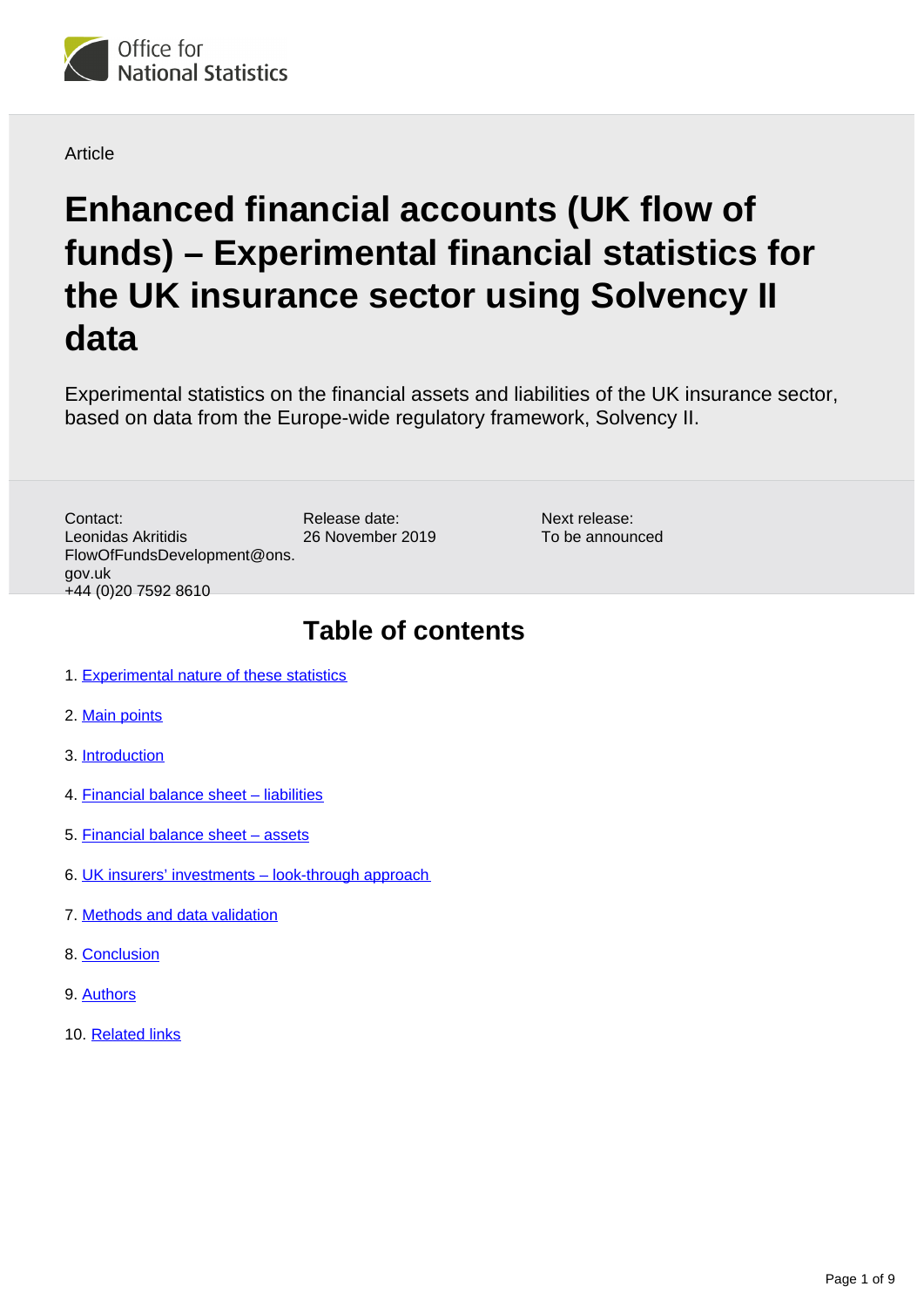Office for National Statistics

Article

# Enhanced financial accounts (UK flow of funds) – Experimental financial statistics for the UK insurance sector using Solvency II data

Experimental statistics on the financial assets and liabilities of the UK insurance sector, based on data from the Europe-wide regulatory framework, Solvency II.

Contact:
Leonidas Akritidis
FlowOfFundsDevelopment@ons.gov.uk
+44 (0)20 7592 8610

Release date:
26 November 2019

Next release:
To be announced

## Table of contents

1. Experimental nature of these statistics
2. Main points
3. Introduction
4. Financial balance sheet – liabilities
5. Financial balance sheet – assets
6. UK insurers' investments – look-through approach
7. Methods and data validation
8. Conclusion
9. Authors
10. Related links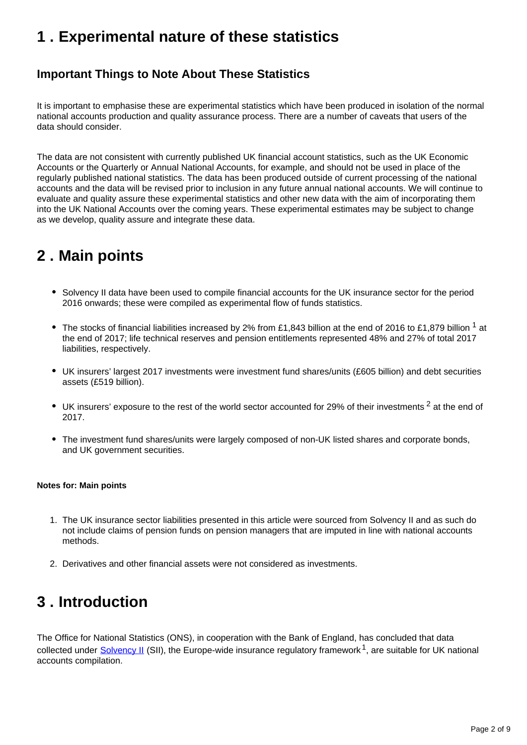## 1 . Experimental nature of these statistics

### Important Things to Note About These Statistics

It is important to emphasise these are experimental statistics which have been produced in isolation of the normal national accounts production and quality assurance process. There are a number of caveats that users of the data should consider.

The data are not consistent with currently published UK financial account statistics, such as the UK Economic Accounts or the Quarterly or Annual National Accounts, for example, and should not be used in place of the regularly published national statistics. The data has been produced outside of current processing of the national accounts and the data will be revised prior to inclusion in any future annual national accounts. We will continue to evaluate and quality assure these experimental statistics and other new data with the aim of incorporating them into the UK National Accounts over the coming years. These experimental estimates may be subject to change as we develop, quality assure and integrate these data.

## 2 . Main points

- Solvency II data have been used to compile financial accounts for the UK insurance sector for the period 2016 onwards; these were compiled as experimental flow of funds statistics.
- The stocks of financial liabilities increased by 2% from £1,843 billion at the end of 2016 to £1,879 billion [1] at the end of 2017; life technical reserves and pension entitlements represented 48% and 27% of total 2017 liabilities, respectively.
- UK insurers' largest 2017 investments were investment fund shares/units (£605 billion) and debt securities assets (£519 billion).
- UK insurers' exposure to the rest of the world sector accounted for 29% of their investments [2] at the end of 2017.
- The investment fund shares/units were largely composed of non-UK listed shares and corporate bonds, and UK government securities.

**Notes for: Main points**

1. The UK insurance sector liabilities presented in this article were sourced from Solvency II and as such do not include claims of pension funds on pension managers that are imputed in line with national accounts methods.
2. Derivatives and other financial assets were not considered as investments.

## 3 . Introduction

The Office for National Statistics (ONS), in cooperation with the Bank of England, has concluded that data collected under Solvency II (SII), the Europe-wide insurance regulatory framework [1], are suitable for UK national accounts compilation.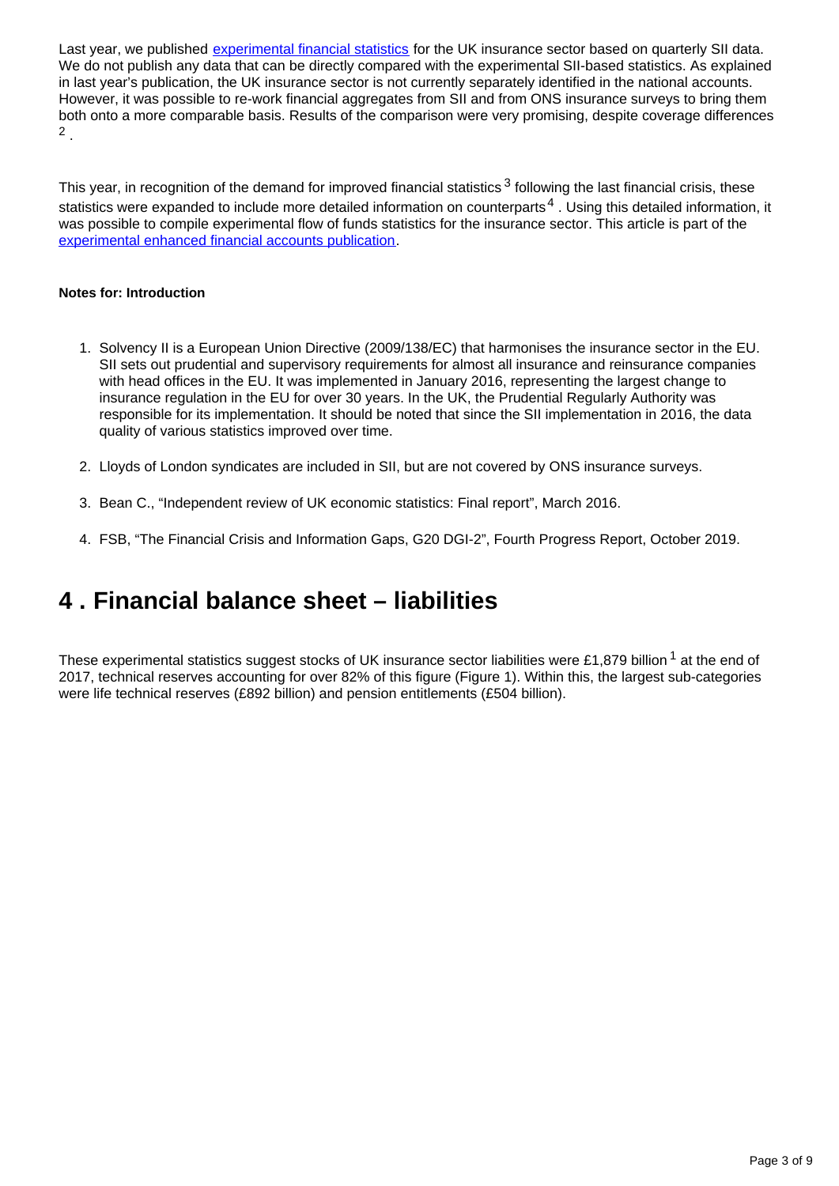Last year, we published [experimental financial statistics](#) for the UK insurance sector based on quarterly SII data. We do not publish any data that can be directly compared with the experimental SII-based statistics. As explained in last year's publication, the UK insurance sector is not currently separately identified in the national accounts. However, it was possible to re-work financial aggregates from SII and from ONS insurance surveys to bring them both onto a more comparable basis. Results of the comparison were very promising, despite coverage differences [2].

This year, in recognition of the demand for improved financial statistics [3] following the last financial crisis, these statistics were expanded to include more detailed information on counterparts [4]. Using this detailed information, it was possible to compile experimental flow of funds statistics for the insurance sector. This article is part of the [experimental enhanced financial accounts publication](#).

**Notes for: Introduction**

1. Solvency II is a European Union Directive (2009/138/EC) that harmonises the insurance sector in the EU. SII sets out prudential and supervisory requirements for almost all insurance and reinsurance companies with head offices in the EU. It was implemented in January 2016, representing the largest change to insurance regulation in the EU for over 30 years. In the UK, the Prudential Regularly Authority was responsible for its implementation. It should be noted that since the SII implementation in 2016, the data quality of various statistics improved over time.

2. Lloyds of London syndicates are included in SII, but are not covered by ONS insurance surveys.

3. Bean C., "Independent review of UK economic statistics: Final report", March 2016.

4. FSB, "The Financial Crisis and Information Gaps, G20 DGI-2", Fourth Progress Report, October 2019.

## 4 . Financial balance sheet – liabilities

These experimental statistics suggest stocks of UK insurance sector liabilities were £1,879 billion [1] at the end of 2017, technical reserves accounting for over 82% of this figure (Figure 1). Within this, the largest sub-categories were life technical reserves (£892 billion) and pension entitlements (£504 billion).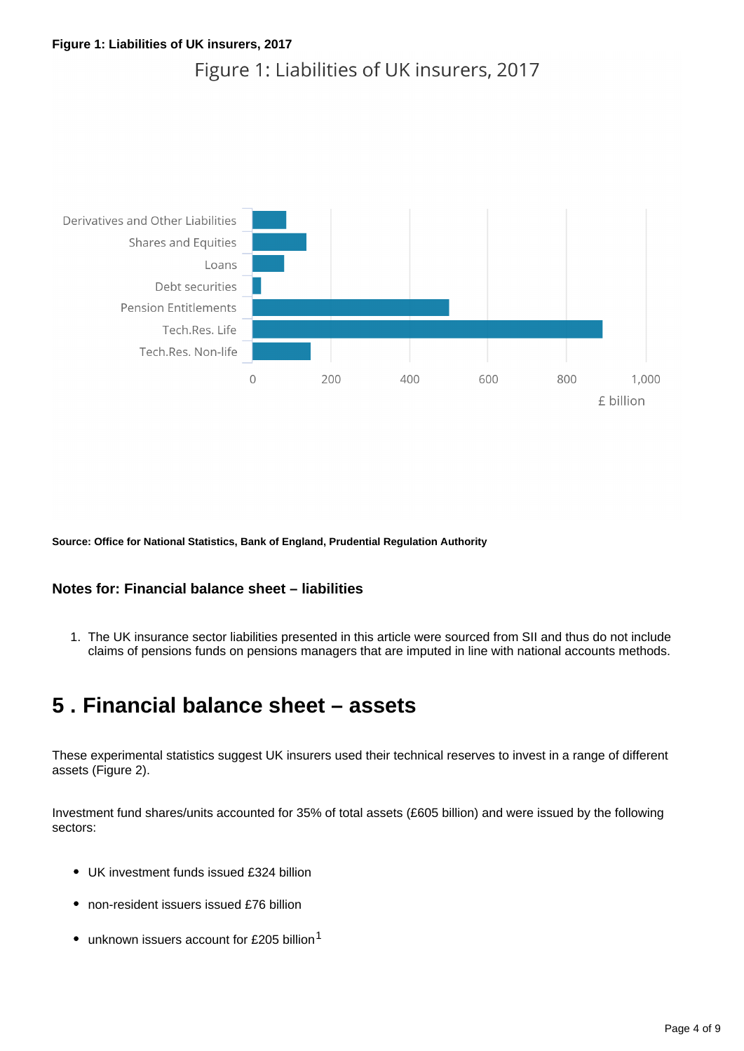**Figure 1: Liabilities of UK insurers, 2017**

Figure 1: Liabilities of UK insurers, 2017

Derivatives and Other Liabilities
Shares and Equities
Loans
Debt securities
Pension Entitlements
Tech.Res. Life
Tech.Res. Non-life

0 200 400 600 800 1,000
£ billion

**Source: Office for National Statistics, Bank of England, Prudential Regulation Authority**

### Notes for: Financial balance sheet – liabilities

1. The UK insurance sector liabilities presented in this article were sourced from SII and thus do not include claims of pensions funds on pensions managers that are imputed in line with national accounts methods.

## 5 . Financial balance sheet – assets

These experimental statistics suggest UK insurers used their technical reserves to invest in a range of different assets (Figure 2).

Investment fund shares/units accounted for 35% of total assets (£605 billion) and were issued by the following sectors:

- UK investment funds issued £324 billion
- non-resident issuers issued £76 billion
- unknown issuers account for £205 billion[1]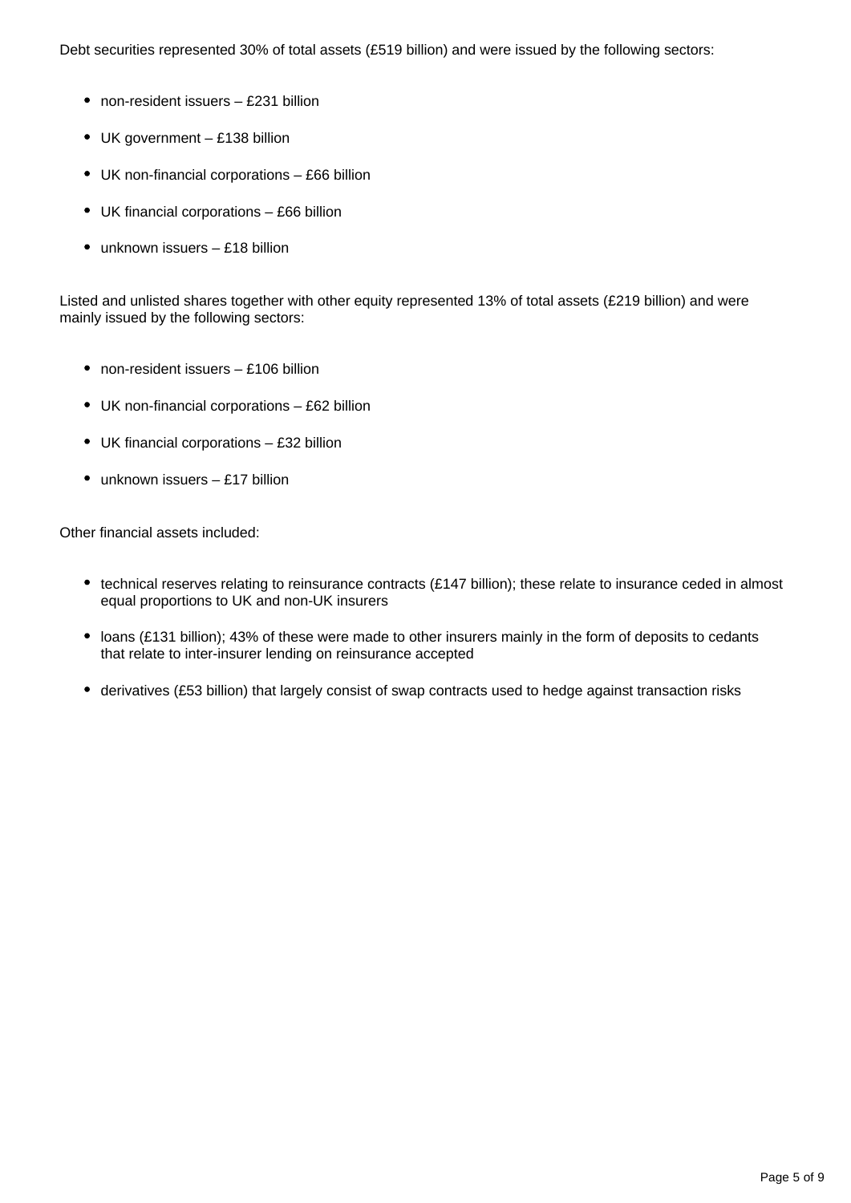Debt securities represented 30% of total assets (£519 billion) and were issued by the following sectors:

- non-resident issuers – £231 billion
- UK government – £138 billion
- UK non-financial corporations – £66 billion
- UK financial corporations – £66 billion
- unknown issuers – £18 billion

Listed and unlisted shares together with other equity represented 13% of total assets (£219 billion) and were mainly issued by the following sectors:

- non-resident issuers – £106 billion
- UK non-financial corporations – £62 billion
- UK financial corporations – £32 billion
- unknown issuers – £17 billion

Other financial assets included:

- technical reserves relating to reinsurance contracts (£147 billion); these relate to insurance ceded in almost equal proportions to UK and non-UK insurers
- loans (£131 billion); 43% of these were made to other insurers mainly in the form of deposits to cedants that relate to inter-insurer lending on reinsurance accepted
- derivatives (£53 billion) that largely consist of swap contracts used to hedge against transaction risks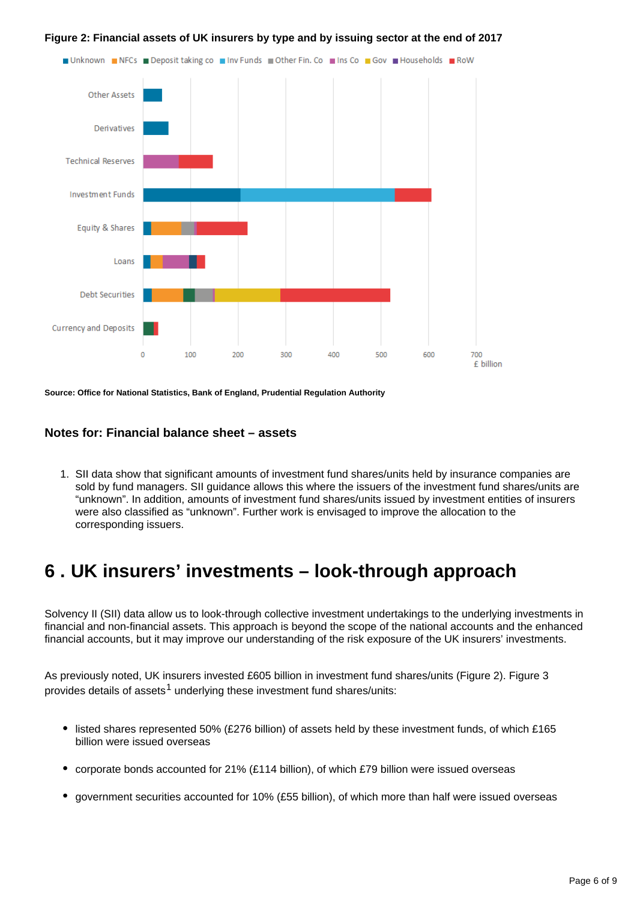**Figure 2: Financial assets of UK insurers by type and by issuing sector at the end of 2017**

**Source: Office for National Statistics, Bank of England, Prudential Regulation Authority**

### Notes for: Financial balance sheet – assets

1. SII data show that significant amounts of investment fund shares/units held by insurance companies are sold by fund managers. SII guidance allows this where the issuers of the investment fund shares/units are "unknown". In addition, amounts of investment fund shares/units issued by investment entities of insurers were also classified as "unknown". Further work is envisaged to improve the allocation to the corresponding issuers.

# 6 . UK insurers' investments – look-through approach

Solvency II (SII) data allow us to look-through collective investment undertakings to the underlying investments in financial and non-financial assets. This approach is beyond the scope of the national accounts and the enhanced financial accounts, but it may improve our understanding of the risk exposure of the UK insurers' investments.

As previously noted, UK insurers invested £605 billion in investment fund shares/units (Figure 2). Figure 3 provides details of assets[1] underlying these investment fund shares/units:

- listed shares represented 50% (£276 billion) of assets held by these investment funds, of which £165 billion were issued overseas
- corporate bonds accounted for 21% (£114 billion), of which £79 billion were issued overseas
- government securities accounted for 10% (£55 billion), of which more than half were issued overseas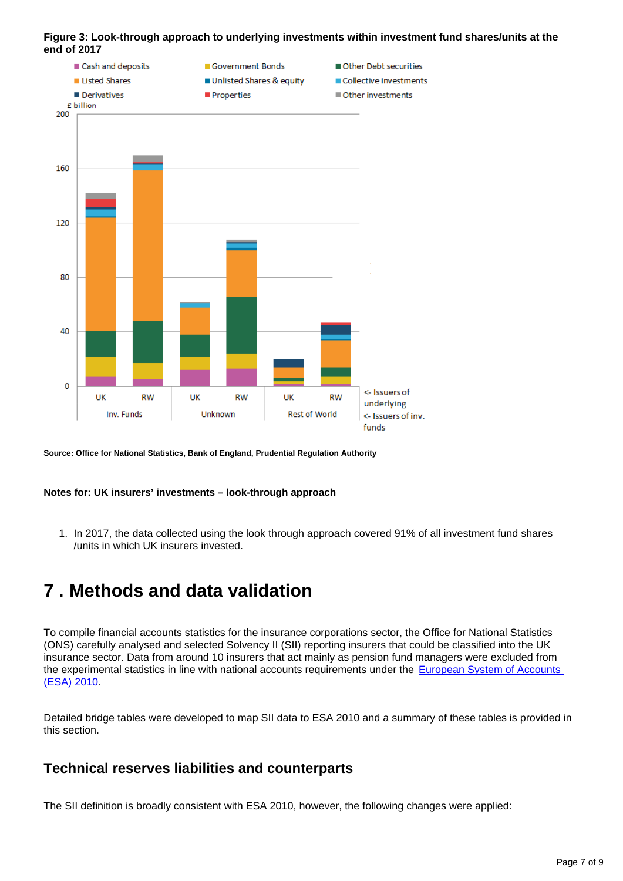**Figure 3: Look-through approach to underlying investments within investment fund shares/units at the end of 2017**

Source: Office for National Statistics, Bank of England, Prudential Regulation Authority

**Notes for: UK insurers' investments – look-through approach**

1. In 2017, the data collected using the look through approach covered 91% of all investment fund shares /units in which UK insurers invested.

# 7 . Methods and data validation

To compile financial accounts statistics for the insurance corporations sector, the Office for National Statistics (ONS) carefully analysed and selected Solvency II (SII) reporting insurers that could be classified into the UK insurance sector. Data from around 10 insurers that act mainly as pension fund managers were excluded from the experimental statistics in line with national accounts requirements under the European System of Accounts (ESA) 2010.

Detailed bridge tables were developed to map SII data to ESA 2010 and a summary of these tables is provided in this section.

## Technical reserves liabilities and counterparts

The SII definition is broadly consistent with ESA 2010, however, the following changes were applied: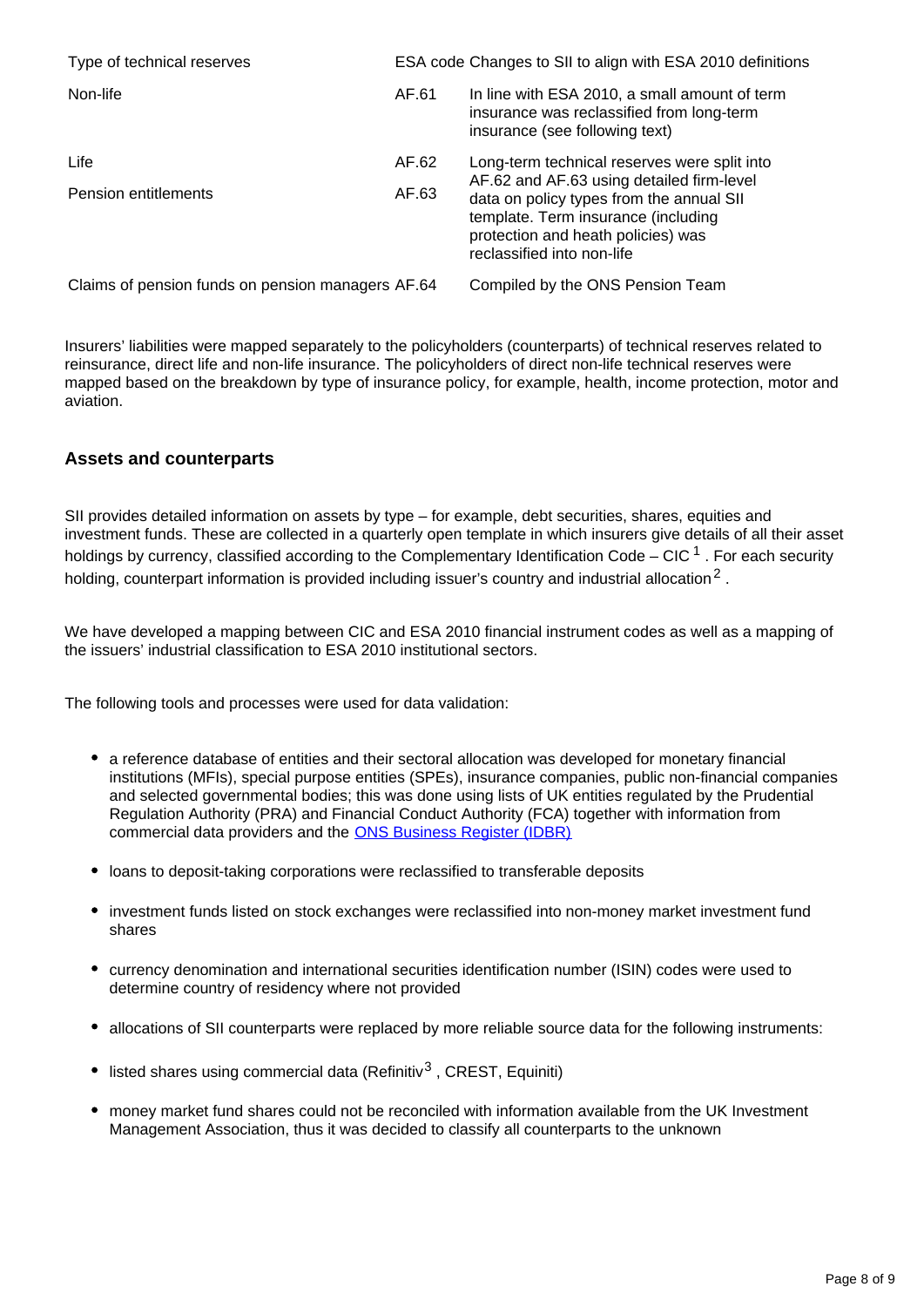| Type of technical reserves | ESA code | Changes to SII to align with ESA 2010 definitions |
| --- | --- | --- |
| Non-life | AF.61 | In line with ESA 2010, a small amount of term insurance was reclassified from long-term insurance (see following text) |
| Life | AF.62 | Long-term technical reserves were split into AF.62 and AF.63 using detailed firm-level data on policy types from the annual SII template. Term insurance (including protection and heath policies) was reclassified into non-life |
| Pension entitlements | AF.63 | |
| Claims of pension funds on pension managers | AF.64 | Compiled by the ONS Pension Team |

Insurers' liabilities were mapped separately to the policyholders (counterparts) of technical reserves related to reinsurance, direct life and non-life insurance. The policyholders of direct non-life technical reserves were mapped based on the breakdown by type of insurance policy, for example, health, income protection, motor and aviation.

### Assets and counterparts

SII provides detailed information on assets by type – for example, debt securities, shares, equities and investment funds. These are collected in a quarterly open template in which insurers give details of all their asset holdings by currency, classified according to the Complementary Identification Code – CIC [1]. For each security holding, counterpart information is provided including issuer's country and industrial allocation [2].

We have developed a mapping between CIC and ESA 2010 financial instrument codes as well as a mapping of the issuers' industrial classification to ESA 2010 institutional sectors.

The following tools and processes were used for data validation:

- a reference database of entities and their sectoral allocation was developed for monetary financial institutions (MFIs), special purpose entities (SPEs), insurance companies, public non-financial companies and selected governmental bodies; this was done using lists of UK entities regulated by the Prudential Regulation Authority (PRA) and Financial Conduct Authority (FCA) together with information from commercial data providers and the ONS Business Register (IDBR)
- loans to deposit-taking corporations were reclassified to transferable deposits
- investment funds listed on stock exchanges were reclassified into non-money market investment fund shares
- currency denomination and international securities identification number (ISIN) codes were used to determine country of residency where not provided
- allocations of SII counterparts were replaced by more reliable source data for the following instruments:
- listed shares using commercial data (Refinitiv [3], CREST, Equiniti)
- money market fund shares could not be reconciled with information available from the UK Investment Management Association, thus it was decided to classify all counterparts to the unknown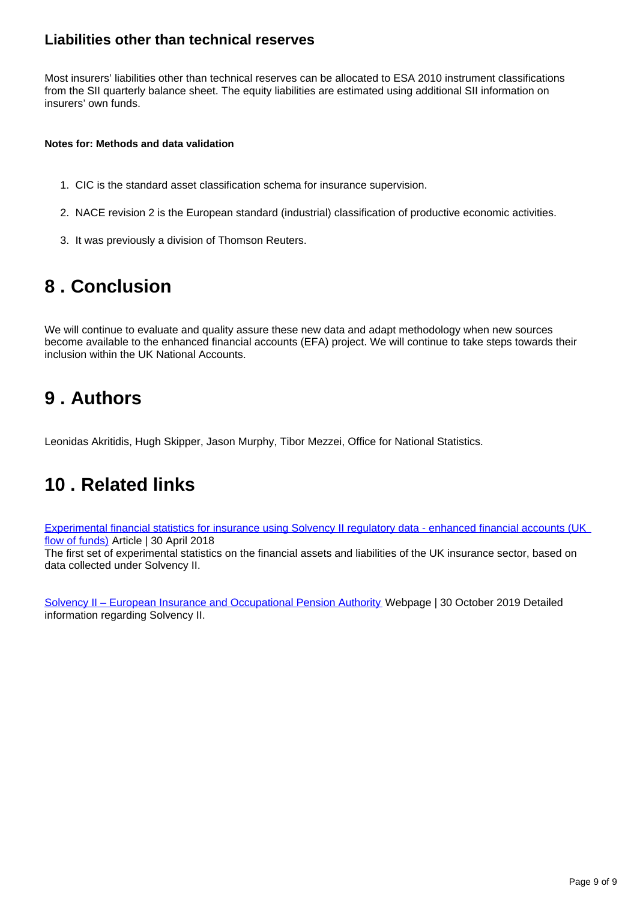### Liabilities other than technical reserves

Most insurers' liabilities other than technical reserves can be allocated to ESA 2010 instrument classifications from the SII quarterly balance sheet. The equity liabilities are estimated using additional SII information on insurers' own funds.

**Notes for: Methods and data validation**

1. CIC is the standard asset classification schema for insurance supervision.
2. NACE revision 2 is the European standard (industrial) classification of productive economic activities.
3. It was previously a division of Thomson Reuters.

## 8 . Conclusion

We will continue to evaluate and quality assure these new data and adapt methodology when new sources become available to the enhanced financial accounts (EFA) project. We will continue to take steps towards their inclusion within the UK National Accounts.

## 9 . Authors

Leonidas Akritidis, Hugh Skipper, Jason Murphy, Tibor Mezzei, Office for National Statistics.

## 10 . Related links

[Experimental financial statistics for insurance using Solvency II regulatory data - enhanced financial accounts (UK flow of funds)]() Article | 30 April 2018
The first set of experimental statistics on the financial assets and liabilities of the UK insurance sector, based on data collected under Solvency II.

[Solvency II – European Insurance and Occupational Pension Authority]() Webpage | 30 October 2019 Detailed information regarding Solvency II.